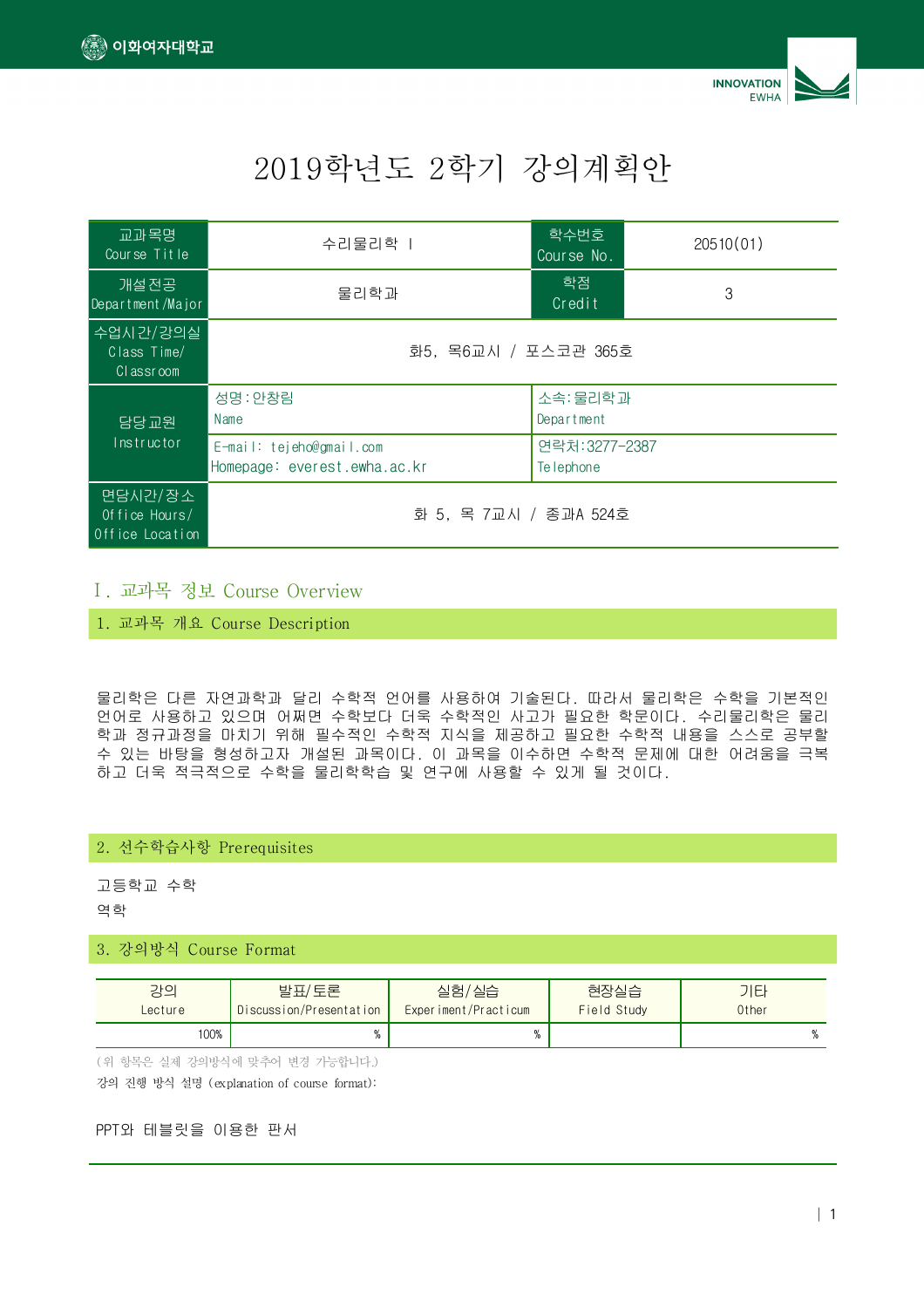# 2019학년도 2학기 강의계획안

| 교과목명 Course Title | 수리물리학 I | 학수번호 Course No. | 20510(01) |
|---|---|---|---|
| 개설전공 Department/Major | 물리학과 | 학점 Credit | 3 |
| 수업시간/강의실 Class Time/ Classroom | 화5, 목6교시 / 포스코관 365호 | | |
| 담당교원 Instructor | 성명:안창림 Name | 소속:물리학과 Department | |
| | E-mail: tejeho@gmail.com Homepage: everest.ewha.ac.kr | 연락처:3277-2387 Telephone | |
| 면담시간/장소 Office Hours/ Office Location | 화 5, 목 7교시 / 종과A 524호 | | |

## Ⅰ. 교과목 정보 Course Overview

### 1. 교과목 개요 Course Description

물리학은 다른 자연과학과 달리 수학적 언어를 사용하여 기술된다. 따라서 물리학은 수학을 기본적인 언어로 사용하고 있으며 어쩌면 수학보다 더욱 수학적인 사고가 필요한 학문이다. 수리물리학은 물리학과 정규과정을 마치기 위해 필수적인 수학적 지식을 제공하고 필요한 수학적 내용을 스스로 공부할 수 있는 바탕을 형성하고자 개설된 과목이다. 이 과목을 이수하면 수학적 문제에 대한 어려움을 극복하고 더욱 적극적으로 수학을 물리학학습 및 연구에 사용할 수 있게 될 것이다.

### 2. 선수학습사항 Prerequisites

고등학교 수학

역학

### 3. 강의방식 Course Format

| 강의 Lecture | 발표/토론 Discussion/Presentation | 실험/실습 Experiment/Practicum | 현장실습 Field Study | 기타 Other |
|---|---|---|---|---|
| 100% | % | % | | % |

(위 항목은 실제 강의방식에 맞추어 변경 가능합니다.)

강의 진행 방식 설명 (explanation of course format):

PPT와 테블릿을 이용한 판서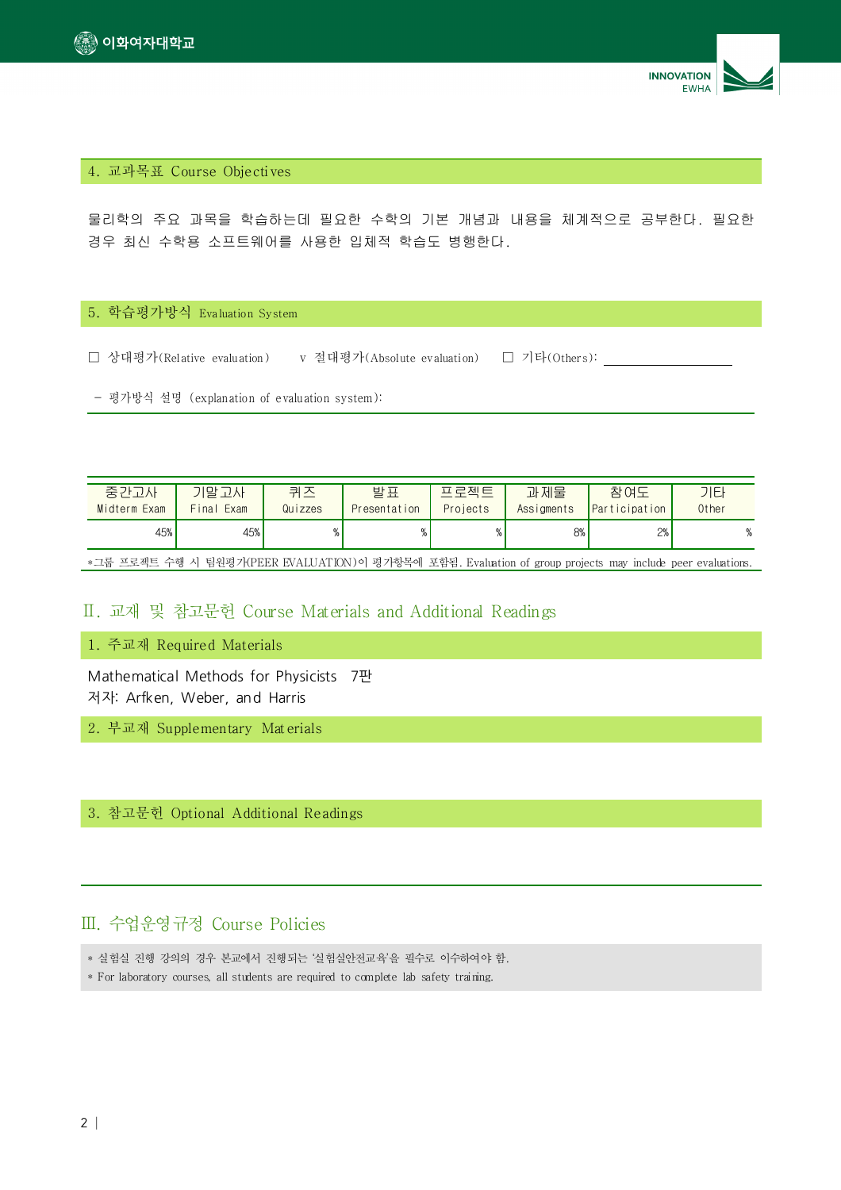## 4. 교과목표 Course Objectives

물리학의 주요 과목을 학습하는데 필요한 수학의 기본 개념과 내용을 체계적으로 공부한다. 필요한 경우 최신 수학용 소프트웨어를 사용한 입체적 학습도 병행한다.

## 5. 학습평가방식 Evaluation System

☐ 상대평가(Relative evaluation)  v 절대평가(Absolute evaluation)  ☐ 기타(Others): ____________

– 평가방식 설명 (explanation of evaluation system):

| 중간고사 Midterm Exam | 기말고사 Final Exam | 퀴즈 Quizzes | 발표 Presentation | 프로젝트 Projects | 과제물 Assigments | 참여도 Participation | 기타 Other |
|---|---|---|---|---|---|---|---|
| 45% | 45% | % | % | % | 8% | 2% | % |

*그룹 프로젝트 수행 시 팀원평가(PEER EVALUATION)이 평가항목에 포함됨. Evaluation of group projects may include peer evaluations.

# II. 교재 및 참고문헌 Course Materials and Additional Readings

## 1. 주교재 Required Materials

Mathematical Methods for Physicists 7판
저자: Arfken, Weber, and Harris

## 2. 부교재 Supplementary Materials

## 3. 참고문헌 Optional Additional Readings

# III. 수업운영규정 Course Policies

* 실험실 진행 강의의 경우 본교에서 진행되는 '실험실안전교육'을 필수로 이수하여야 함.
* For laboratory courses, all students are required to complete lab safety training.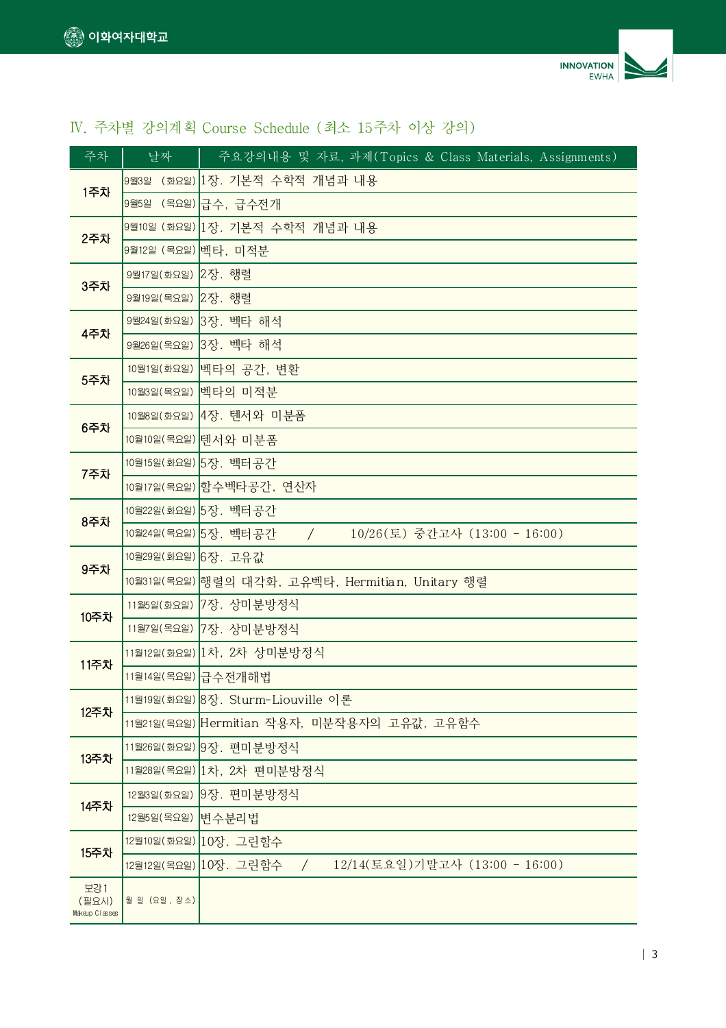## IV. 주차별 강의계획 Course Schedule (최소 15주차 이상 강의)

| 주차 | 날짜 | 주요강의내용 및 자료, 과제(Topics & Class Materials, Assignments) |
| --- | --- | --- |
| 1주차 | 9월3일 (화요일) | 1장. 기본적 수학적 개념과 내용 |
| | 9월5일 (목요일) | 급수, 급수전개 |
| 2주차 | 9월10일 (화요일) | 1장. 기본적 수학적 개념과 내용 |
| | 9월12일 (목요일) | 벡타, 미적분 |
| 3주차 | 9월17일(화요일) | 2장. 행렬 |
| | 9월19일(목요일) | 2장. 행렬 |
| 4주차 | 9월24일(화요일) | 3장. 벡타 해석 |
| | 9월26일(목요일) | 3장. 벡타 해석 |
| 5주차 | 10월1일(화요일) | 벡타의 공간, 변환 |
| | 10월3일(목요일) | 벡타의 미적분 |
| 6주차 | 10월8일(화요일) | 4장. 텐서와 미분폼 |
| | 10월10일(목요일) | 텐서와 미분폼 |
| 7주차 | 10월15일(화요일) | 5장. 벡터공간 |
| | 10월17일(목요일) | 함수벡타공간, 연산자 |
| 8주차 | 10월22일(화요일) | 5장. 벡터공간 |
| | 10월24일(목요일) | 5장. 벡터공간 / 10/26(토) 중간고사 (13:00 - 16:00) |
| 9주차 | 10월29일(화요일) | 6장. 고유값 |
| | 10월31일(목요일) | 행렬의 대각화, 고유벡타, Hermitian, Unitary 행렬 |
| 10주차 | 11월5일(화요일) | 7장. 상미분방정식 |
| | 11월7일(목요일) | 7장. 상미분방정식 |
| 11주차 | 11월12일(화요일) | 1차, 2차 상미분방정식 |
| | 11월14일(목요일) | 급수전개해법 |
| 12주차 | 11월19일(화요일) | 8장. Sturm-Liouville 이론 |
| | 11월21일(목요일) | Hermitian 작용자, 미분작용자의 고유값, 고유함수 |
| 13주차 | 11월26일(화요일) | 9장. 편미분방정식 |
| | 11월28일(목요일) | 1차, 2차 편미분방정식 |
| 14주차 | 12월3일(화요일) | 9장. 편미분방정식 |
| | 12월5일(목요일) | 변수분리법 |
| 15주차 | 12월10일(화요일) | 10장. 그린함수 |
| | 12월12일(목요일) | 10장. 그린함수 / 12/14(토요일)기말고사 (13:00 - 16:00) |
| 보강1 (필요시) Makeup Classes | 월 일 (요일, 장소) | |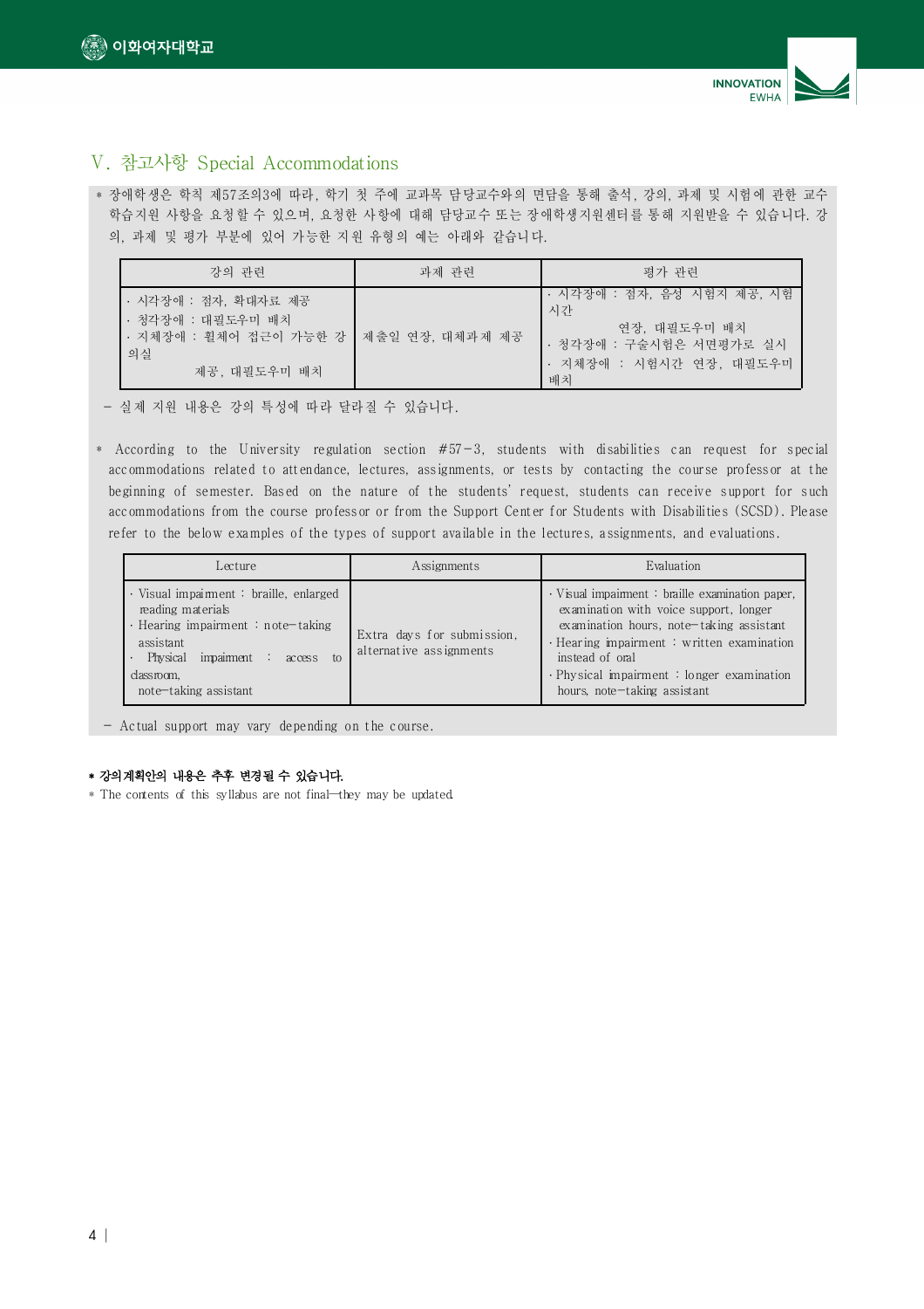## V. 참고사항 Special Accommodations

* 장애학생은 학칙 제57조의3에 따라, 학기 첫 주에 교과목 담당교수와의 면담을 통해 출석, 강의, 과제 및 시험에 관한 교수학습지원 사항을 요청할 수 있으며, 요청한 사항에 대해 담당교수 또는 장애학생지원센터를 통해 지원받을 수 있습니다. 강의, 과제 및 평가 부분에 있어 가능한 지원 유형의 예는 아래와 같습니다.

| 강의 관련 | 과제 관련 | 평가 관련 |
|---|---|---|
| · 시각장애 : 점자, 확대자료 제공<br>· 청각장애 : 대필도우미 배치<br>· 지체장애 : 휠체어 접근이 가능한 강의실 제공, 대필도우미 배치 | 제출일 연장, 대체과제 제공 | · 시각장애 : 점자, 음성 시험지 제공, 시험시간 연장, 대필도우미 배치<br>· 청각장애 : 구술시험은 서면평가로 실시<br>· 지체장애 : 시험시간 연장, 대필도우미 배치 |

– 실제 지원 내용은 강의 특성에 따라 달라질 수 있습니다.

* According to the University regulation section #57-3, students with disabilities can request for special accommodations related to attendance, lectures, assignments, or tests by contacting the course professor at the beginning of semester. Based on the nature of the students' request, students can receive support for such accommodations from the course professor or from the Support Center for Students with Disabilities (SCSD). Please refer to the below examples of the types of support available in the lectures, assignments, and evaluations.

| Lecture | Assignments | Evaluation |
|---|---|---|
| · Visual impairment : braille, enlarged reading materials<br>· Hearing impairment : note-taking assistant<br>· Physical impairment : access to classroom, note-taking assistant | Extra days for submission, alternative assignments | · Visual impairment : braille examination paper, examination with voice support, longer examination hours, note-taking assistant<br>· Hearing impairment : written examination instead of oral<br>· Physical impairment : longer examination hours, note-taking assistant |

– Actual support may vary depending on the course.

**\* 강의계획안의 내용은 추후 변경될 수 있습니다.**

\* The contents of this syllabus are not final—they may be updated.